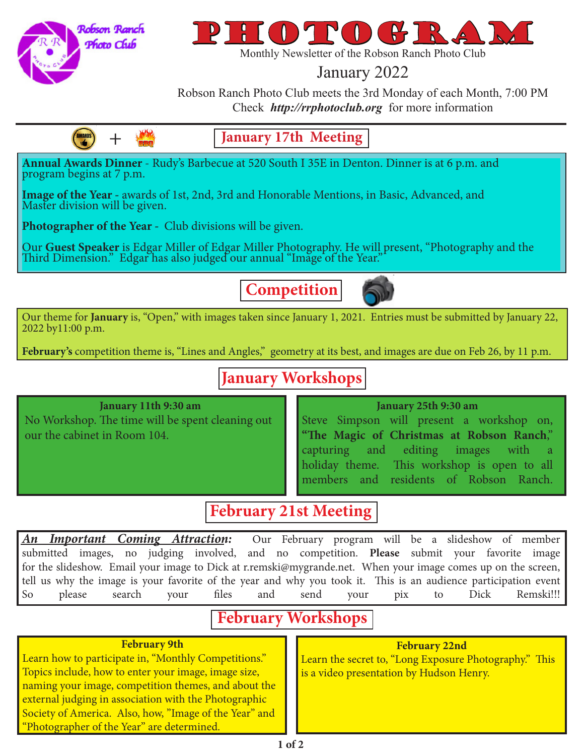# PHOTOGRAM

Monthly Newsletter of the Robson Ranch Photo Club

January 2022

Robson Ranch Photo Club meets the 3rd Monday of each Month, 7:00 PM
Check ***http://rrphotoclub.org*** for more information

## January 17th Meeting

**Annual Awards Dinner** - Rudy's Barbecue at 520 South I 35E in Denton. Dinner is at 6 p.m. and program begins at 7 p.m.

**Image of the Year** - awards of 1st, 2nd, 3rd and Honorable Mentions, in Basic, Advanced, and Master division will be given.

**Photographer of the Year** - Club divisions will be given.

Our **Guest Speaker** is Edgar Miller of Edgar Miller Photography. He will present, "Photography and the Third Dimension." Edgar has also judged our annual "Image of the Year."

## Competition

Our theme for **January** is, "Open," with images taken since January 1, 2021. Entries must be submitted by January 22, 2022 by11:00 p.m.

**February's** competition theme is, "Lines and Angles," geometry at its best, and images are due on Feb 26, by 11 p.m.

## January Workshops

**January 11th 9:30 am**
No Workshop. The time will be spent cleaning out our the cabinet in Room 104.

**January 25th 9:30 am**
Steve Simpson will present a workshop on, **"The Magic of Christmas at Robson Ranch**," capturing and editing images with a holiday theme. This workshop is open to all members and residents of Robson Ranch.

## February 21st Meeting

***An Important Coming Attraction:*** Our February program will be a slideshow of member submitted images, no judging involved, and no competition. **Please** submit your favorite image for the slideshow. Email your image to Dick at r.remski@mygrande.net. When your image comes up on the screen, tell us why the image is your favorite of the year and why you took it. This is an audience participation event So please search your files and send your pix to Dick Remski!!!

## February Workshops

**February 9th**
Learn how to participate in, "Monthly Competitions." Topics include, how to enter your image, image size, naming your image, competition themes, and about the external judging in association with the Photographic Society of America. Also, how, "Image of the Year" and "Photographer of the Year" are determined.

**February 22nd**
Learn the secret to, "Long Exposure Photography." This is a video presentation by Hudson Henry.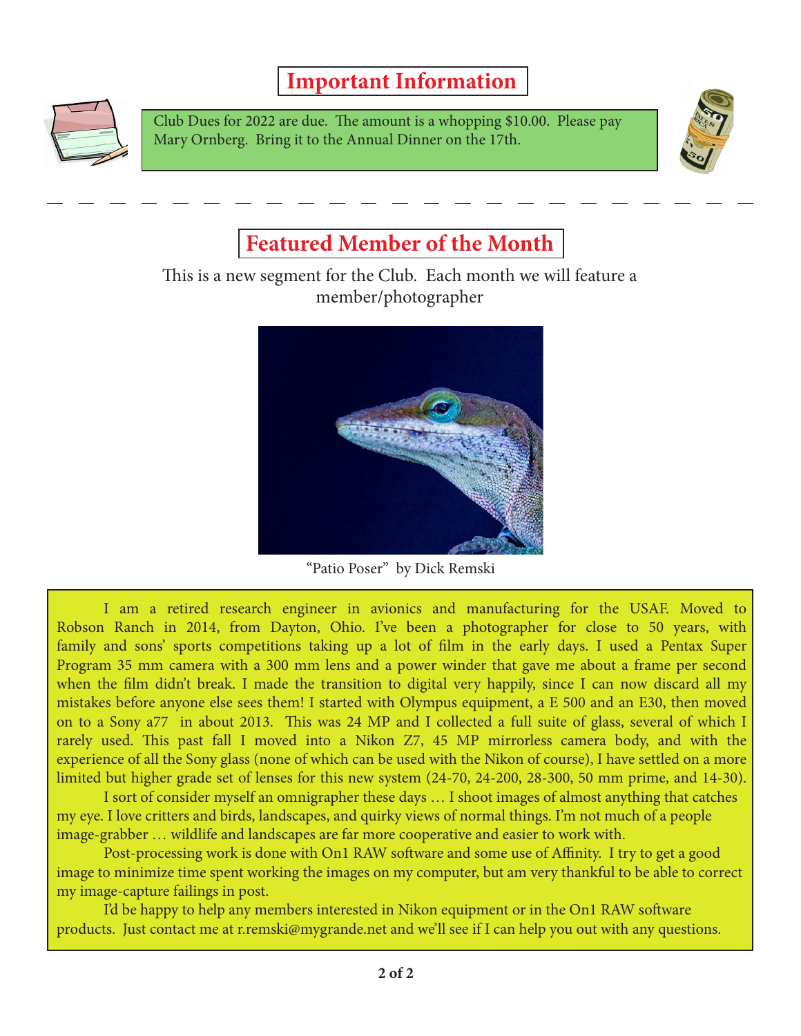## Important Information

Club Dues for 2022 are due. The amount is a whopping $10.00. Please pay Mary Ornberg. Bring it to the Annual Dinner on the 17th.

## Featured Member of the Month

This is a new segment for the Club. Each month we will feature a member/photographer

"Patio Poser" by Dick Remski

I am a retired research engineer in avionics and manufacturing for the USAF. Moved to Robson Ranch in 2014, from Dayton, Ohio. I've been a photographer for close to 50 years, with family and sons' sports competitions taking up a lot of film in the early days. I used a Pentax Super Program 35 mm camera with a 300 mm lens and a power winder that gave me about a frame per second when the film didn't break. I made the transition to digital very happily, since I can now discard all my mistakes before anyone else sees them! I started with Olympus equipment, a E 500 and an E30, then moved on to a Sony a77 in about 2013. This was 24 MP and I collected a full suite of glass, several of which I rarely used. This past fall I moved into a Nikon Z7, 45 MP mirrorless camera body, and with the experience of all the Sony glass (none of which can be used with the Nikon of course), I have settled on a more limited but higher grade set of lenses for this new system (24-70, 24-200, 28-300, 50 mm prime, and 14-30).

I sort of consider myself an omnigrapher these days … I shoot images of almost anything that catches my eye. I love critters and birds, landscapes, and quirky views of normal things. I'm not much of a people image-grabber … wildlife and landscapes are far more cooperative and easier to work with.

Post-processing work is done with On1 RAW software and some use of Affinity. I try to get a good image to minimize time spent working the images on my computer, but am very thankful to be able to correct my image-capture failings in post.

I'd be happy to help any members interested in Nikon equipment or in the On1 RAW software products. Just contact me at r.remski@mygrande.net and we'll see if I can help you out with any questions.